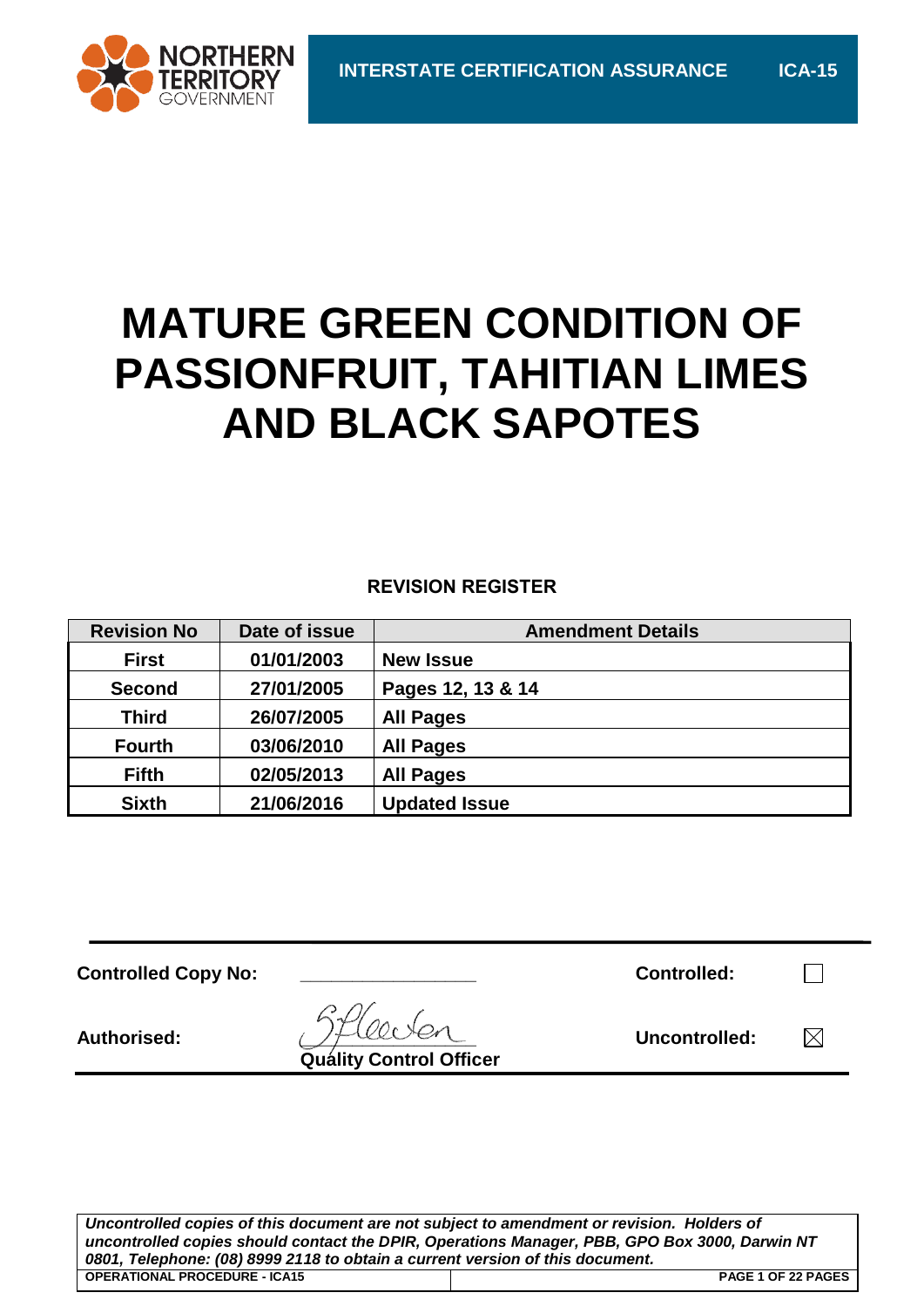# MATURE GREEN CONDITION OF PASSIONFRUIT, TAHITIAN LIMES AND BLACK SAPOTES

**REVISION REGISTER**

| Revision No | Date of issue | Amendment Details |
|---|---|---|
| First | 01/01/2003 | New Issue |
| Second | 27/01/2005 | Pages 12, 13 & 14 |
| Third | 26/07/2005 | All Pages |
| Fourth | 03/06/2010 | All Pages |
| Fifth | 02/05/2013 | All Pages |
| Sixth | 21/06/2016 | Updated Issue |

**Controlled Copy No:** ________________ **Controlled:** ☐

**Authorised:** Quality Control Officer **Uncontrolled:** ☒

***Uncontrolled copies of this document are not subject to amendment or revision. Holders of uncontrolled copies should contact the DPIR, Operations Manager, PBB, GPO Box 3000, Darwin NT 0801, Telephone: (08) 8999 2118 to obtain a current version of this document.***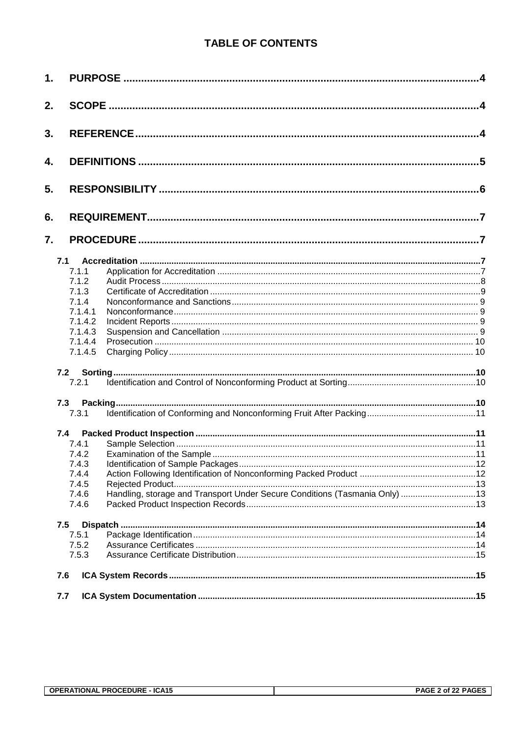# TABLE OF CONTENTS

1. **PURPOSE** ........ 4
2. **SCOPE** ........ 4
3. **REFERENCE** ........ 4
4. **DEFINITIONS** ........ 5
5. **RESPONSIBILITY** ........ 6
6. **REQUIREMENT** ........ 7
7. **PROCEDURE** ........ 7

- **7.1 Accreditation** ........ 7
  - 7.1.1 Application for Accreditation ........ 7
  - 7.1.2 Audit Process ........ 8
  - 7.1.3 Certificate of Accreditation ........ 9
  - 7.1.4 Nonconformance and Sanctions ........ 9
  - 7.1.4.1 Nonconformance ........ 9
  - 7.1.4.2 Incident Reports ........ 9
  - 7.1.4.3 Suspension and Cancellation ........ 9
  - 7.1.4.4 Prosecution ........ 10
  - 7.1.4.5 Charging Policy ........ 10
- **7.2 Sorting** ........ 10
  - 7.2.1 Identification and Control of Nonconforming Product at Sorting ........ 10
- **7.3 Packing** ........ 10
  - 7.3.1 Identification of Conforming and Nonconforming Fruit After Packing ........ 11
- **7.4 Packed Product Inspection** ........ 11
  - 7.4.1 Sample Selection ........ 11
  - 7.4.2 Examination of the Sample ........ 11
  - 7.4.3 Identification of Sample Packages ........ 12
  - 7.4.4 Action Following Identification of Nonconforming Packed Product ........ 12
  - 7.4.5 Rejected Product ........ 13
  - 7.4.6 Handling, storage and Transport Under Secure Conditions (Tasmania Only) ........ 13
  - 7.4.6 Packed Product Inspection Records ........ 13
- **7.5 Dispatch** ........ 14
  - 7.5.1 Package Identification ........ 14
  - 7.5.2 Assurance Certificates ........ 14
  - 7.5.3 Assurance Certificate Distribution ........ 15
- **7.6 ICA System Records** ........ 15
- **7.7 ICA System Documentation** ........ 15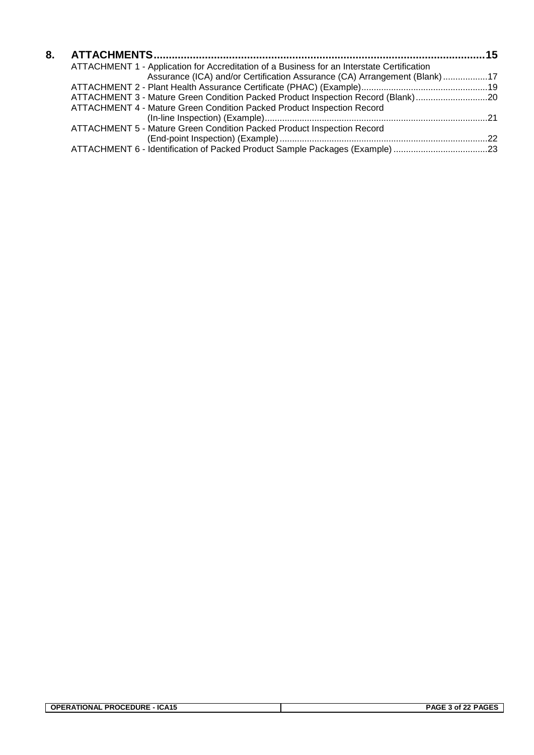**8. ATTACHMENTS ............................................................................................................ 15**

ATTACHMENT 1 - Application for Accreditation of a Business for an Interstate Certification Assurance (ICA) and/or Certification Assurance (CA) Arrangement (Blank) .................. 17

ATTACHMENT 2 - Plant Health Assurance Certificate (PHAC) (Example) .................................................. 19

ATTACHMENT 3 - Mature Green Condition Packed Product Inspection Record (Blank) ............................ 20

ATTACHMENT 4 - Mature Green Condition Packed Product Inspection Record (In-line Inspection) (Example) ......................................................................................... 21

ATTACHMENT 5 - Mature Green Condition Packed Product Inspection Record (End-point Inspection) (Example) ................................................................................... 22

ATTACHMENT 6 - Identification of Packed Product Sample Packages (Example) ..................................... 23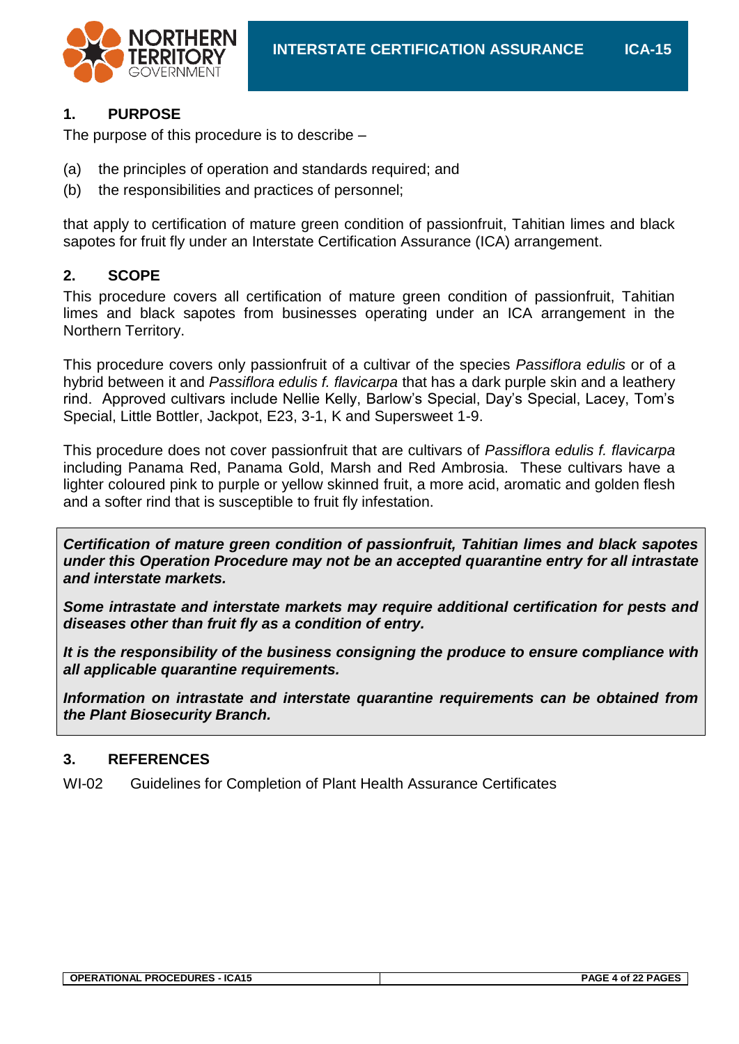## 1. PURPOSE

The purpose of this procedure is to describe –

(a) the principles of operation and standards required; and

(b) the responsibilities and practices of personnel;

that apply to certification of mature green condition of passionfruit, Tahitian limes and black sapotes for fruit fly under an Interstate Certification Assurance (ICA) arrangement.

## 2. SCOPE

This procedure covers all certification of mature green condition of passionfruit, Tahitian limes and black sapotes from businesses operating under an ICA arrangement in the Northern Territory.

This procedure covers only passionfruit of a cultivar of the species *Passiflora edulis* or of a hybrid between it and *Passiflora edulis f. flavicarpa* that has a dark purple skin and a leathery rind. Approved cultivars include Nellie Kelly, Barlow's Special, Day's Special, Lacey, Tom's Special, Little Bottler, Jackpot, E23, 3-1, K and Supersweet 1-9.

This procedure does not cover passionfruit that are cultivars of *Passiflora edulis f. flavicarpa* including Panama Red, Panama Gold, Marsh and Red Ambrosia. These cultivars have a lighter coloured pink to purple or yellow skinned fruit, a more acid, aromatic and golden flesh and a softer rind that is susceptible to fruit fly infestation.

> ***Certification of mature green condition of passionfruit, Tahitian limes and black sapotes under this Operation Procedure may not be an accepted quarantine entry for all intrastate and interstate markets.***
>
> ***Some intrastate and interstate markets may require additional certification for pests and diseases other than fruit fly as a condition of entry.***
>
> ***It is the responsibility of the business consigning the produce to ensure compliance with all applicable quarantine requirements.***
>
> ***Information on intrastate and interstate quarantine requirements can be obtained from the Plant Biosecurity Branch.***

## 3. REFERENCES

WI-02 Guidelines for Completion of Plant Health Assurance Certificates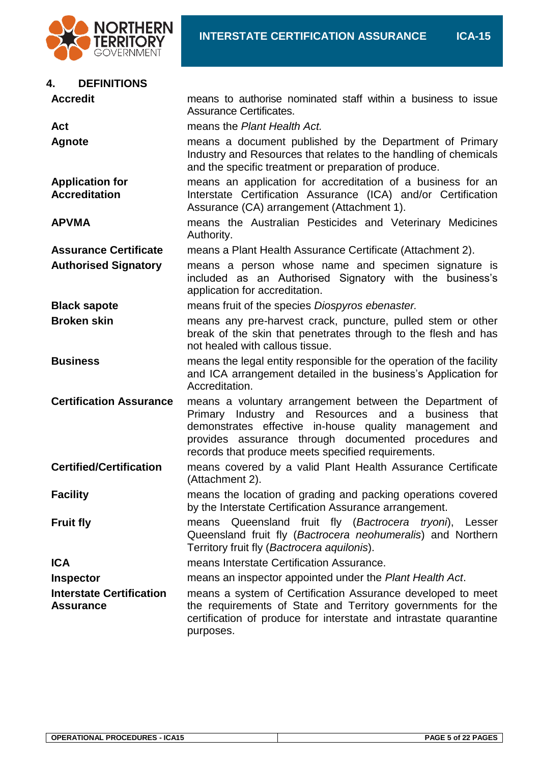## 4. DEFINITIONS

| | |
|---|---|
| **Accredit** | means to authorise nominated staff within a business to issue Assurance Certificates. |
| **Act** | means the *Plant Health Act.* |
| **Agnote** | means a document published by the Department of Primary Industry and Resources that relates to the handling of chemicals and the specific treatment or preparation of produce. |
| **Application for Accreditation** | means an application for accreditation of a business for an Interstate Certification Assurance (ICA) and/or Certification Assurance (CA) arrangement (Attachment 1). |
| **APVMA** | means the Australian Pesticides and Veterinary Medicines Authority. |
| **Assurance Certificate** | means a Plant Health Assurance Certificate (Attachment 2). |
| **Authorised Signatory** | means a person whose name and specimen signature is included as an Authorised Signatory with the business's application for accreditation. |
| **Black sapote** | means fruit of the species *Diospyros ebenaster.* |
| **Broken skin** | means any pre-harvest crack, puncture, pulled stem or other break of the skin that penetrates through to the flesh and has not healed with callous tissue. |
| **Business** | means the legal entity responsible for the operation of the facility and ICA arrangement detailed in the business's Application for Accreditation. |
| **Certification Assurance** | means a voluntary arrangement between the Department of Primary Industry and Resources and a business that demonstrates effective in-house quality management and provides assurance through documented procedures and records that produce meets specified requirements. |
| **Certified/Certification** | means covered by a valid Plant Health Assurance Certificate (Attachment 2). |
| **Facility** | means the location of grading and packing operations covered by the Interstate Certification Assurance arrangement. |
| **Fruit fly** | means Queensland fruit fly (*Bactrocera tryoni*), Lesser Queensland fruit fly (*Bactrocera neohumeralis*) and Northern Territory fruit fly (*Bactrocera aquilonis*). |
| **ICA** | means Interstate Certification Assurance. |
| **Inspector** | means an inspector appointed under the *Plant Health Act*. |
| **Interstate Certification Assurance** | means a system of Certification Assurance developed to meet the requirements of State and Territory governments for the certification of produce for interstate and intrastate quarantine purposes. |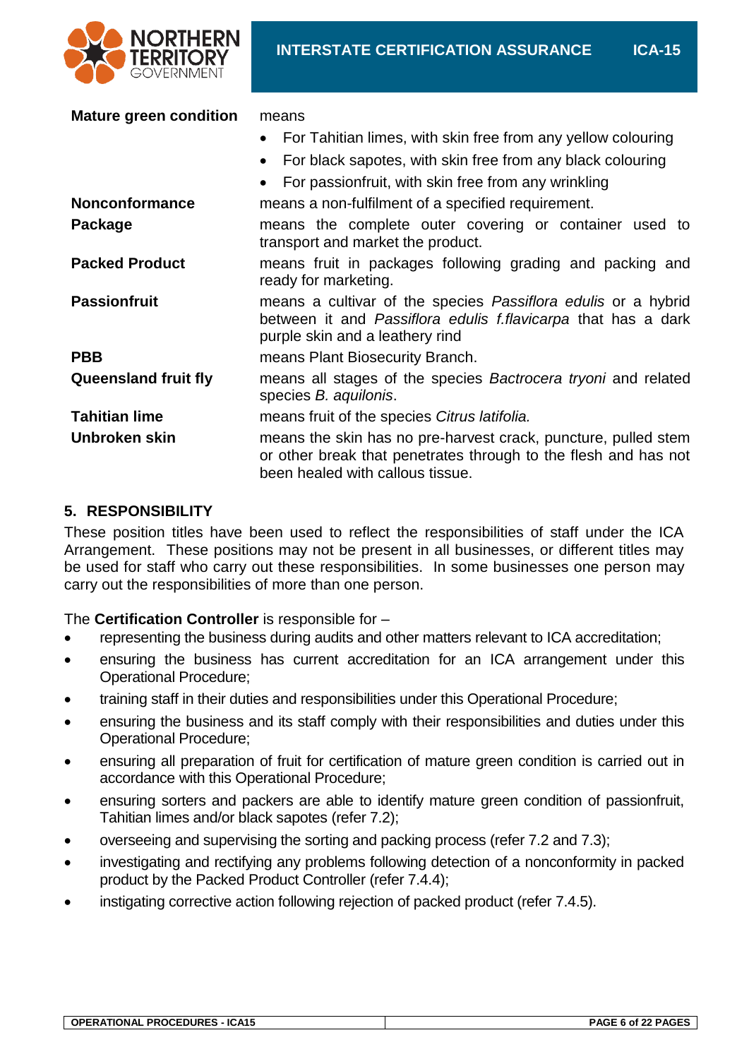| | |
|---|---|
| **Mature green condition** | means<br>• For Tahitian limes, with skin free from any yellow colouring<br>• For black sapotes, with skin free from any black colouring<br>• For passionfruit, with skin free from any wrinkling |
| **Nonconformance** | means a non-fulfilment of a specified requirement. |
| **Package** | means the complete outer covering or container used to transport and market the product. |
| **Packed Product** | means fruit in packages following grading and packing and ready for marketing. |
| **Passionfruit** | means a cultivar of the species *Passiflora edulis* or a hybrid between it and *Passiflora edulis f.flavicarpa* that has a dark purple skin and a leathery rind |
| **PBB** | means Plant Biosecurity Branch. |
| **Queensland fruit fly** | means all stages of the species *Bactrocera tryoni* and related species *B. aquilonis*. |
| **Tahitian lime** | means fruit of the species *Citrus latifolia.* |
| **Unbroken skin** | means the skin has no pre-harvest crack, puncture, pulled stem or other break that penetrates through to the flesh and has not been healed with callous tissue. |

## 5. RESPONSIBILITY

These position titles have been used to reflect the responsibilities of staff under the ICA Arrangement. These positions may not be present in all businesses, or different titles may be used for staff who carry out these responsibilities. In some businesses one person may carry out the responsibilities of more than one person.

The **Certification Controller** is responsible for –

- representing the business during audits and other matters relevant to ICA accreditation;
- ensuring the business has current accreditation for an ICA arrangement under this Operational Procedure;
- training staff in their duties and responsibilities under this Operational Procedure;
- ensuring the business and its staff comply with their responsibilities and duties under this Operational Procedure;
- ensuring all preparation of fruit for certification of mature green condition is carried out in accordance with this Operational Procedure;
- ensuring sorters and packers are able to identify mature green condition of passionfruit, Tahitian limes and/or black sapotes (refer 7.2);
- overseeing and supervising the sorting and packing process (refer 7.2 and 7.3);
- investigating and rectifying any problems following detection of a nonconformity in packed product by the Packed Product Controller (refer 7.4.4);
- instigating corrective action following rejection of packed product (refer 7.4.5).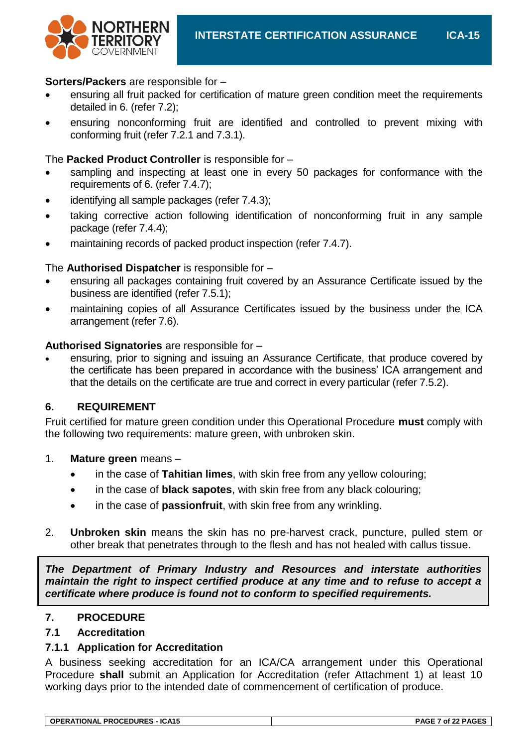**Sorters/Packers** are responsible for –

- ensuring all fruit packed for certification of mature green condition meet the requirements detailed in 6. (refer 7.2);
- ensuring nonconforming fruit are identified and controlled to prevent mixing with conforming fruit (refer 7.2.1 and 7.3.1).

The **Packed Product Controller** is responsible for –

- sampling and inspecting at least one in every 50 packages for conformance with the requirements of 6. (refer 7.4.7);
- identifying all sample packages (refer 7.4.3);
- taking corrective action following identification of nonconforming fruit in any sample package (refer 7.4.4);
- maintaining records of packed product inspection (refer 7.4.7).

The **Authorised Dispatcher** is responsible for –

- ensuring all packages containing fruit covered by an Assurance Certificate issued by the business are identified (refer 7.5.1);
- maintaining copies of all Assurance Certificates issued by the business under the ICA arrangement (refer 7.6).

**Authorised Signatories** are responsible for –

- ensuring, prior to signing and issuing an Assurance Certificate, that produce covered by the certificate has been prepared in accordance with the business' ICA arrangement and that the details on the certificate are true and correct in every particular (refer 7.5.2).

## 6. REQUIREMENT

Fruit certified for mature green condition under this Operational Procedure **must** comply with the following two requirements: mature green, with unbroken skin.

1. **Mature green** means –
   - in the case of **Tahitian limes**, with skin free from any yellow colouring;
   - in the case of **black sapotes**, with skin free from any black colouring;
   - in the case of **passionfruit**, with skin free from any wrinkling.

2. **Unbroken skin** means the skin has no pre-harvest crack, puncture, pulled stem or other break that penetrates through to the flesh and has not healed with callus tissue.

***The Department of Primary Industry and Resources and interstate authorities maintain the right to inspect certified produce at any time and to refuse to accept a certificate where produce is found not to conform to specified requirements.***

## 7. PROCEDURE

### 7.1 Accreditation

#### 7.1.1 Application for Accreditation

A business seeking accreditation for an ICA/CA arrangement under this Operational Procedure **shall** submit an Application for Accreditation (refer Attachment 1) at least 10 working days prior to the intended date of commencement of certification of produce.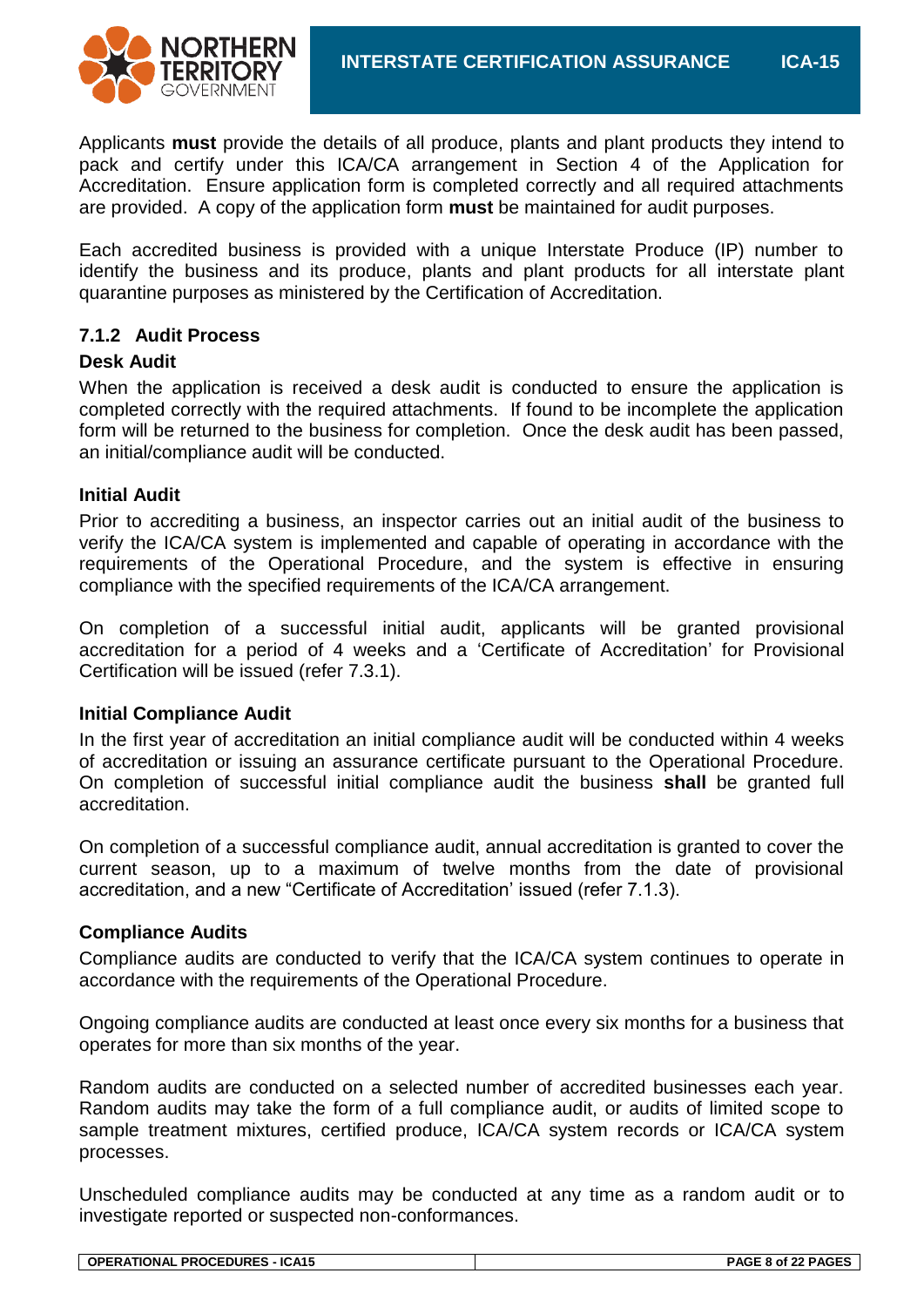Applicants **must** provide the details of all produce, plants and plant products they intend to pack and certify under this ICA/CA arrangement in Section 4 of the Application for Accreditation. Ensure application form is completed correctly and all required attachments are provided. A copy of the application form **must** be maintained for audit purposes.

Each accredited business is provided with a unique Interstate Produce (IP) number to identify the business and its produce, plants and plant products for all interstate plant quarantine purposes as ministered by the Certification of Accreditation.

### 7.1.2 Audit Process

#### Desk Audit

When the application is received a desk audit is conducted to ensure the application is completed correctly with the required attachments. If found to be incomplete the application form will be returned to the business for completion. Once the desk audit has been passed, an initial/compliance audit will be conducted.

#### Initial Audit

Prior to accrediting a business, an inspector carries out an initial audit of the business to verify the ICA/CA system is implemented and capable of operating in accordance with the requirements of the Operational Procedure, and the system is effective in ensuring compliance with the specified requirements of the ICA/CA arrangement.

On completion of a successful initial audit, applicants will be granted provisional accreditation for a period of 4 weeks and a 'Certificate of Accreditation' for Provisional Certification will be issued (refer 7.3.1).

#### Initial Compliance Audit

In the first year of accreditation an initial compliance audit will be conducted within 4 weeks of accreditation or issuing an assurance certificate pursuant to the Operational Procedure. On completion of successful initial compliance audit the business **shall** be granted full accreditation.

On completion of a successful compliance audit, annual accreditation is granted to cover the current season, up to a maximum of twelve months from the date of provisional accreditation, and a new "Certificate of Accreditation' issued (refer 7.1.3).

#### Compliance Audits

Compliance audits are conducted to verify that the ICA/CA system continues to operate in accordance with the requirements of the Operational Procedure.

Ongoing compliance audits are conducted at least once every six months for a business that operates for more than six months of the year.

Random audits are conducted on a selected number of accredited businesses each year. Random audits may take the form of a full compliance audit, or audits of limited scope to sample treatment mixtures, certified produce, ICA/CA system records or ICA/CA system processes.

Unscheduled compliance audits may be conducted at any time as a random audit or to investigate reported or suspected non-conformances.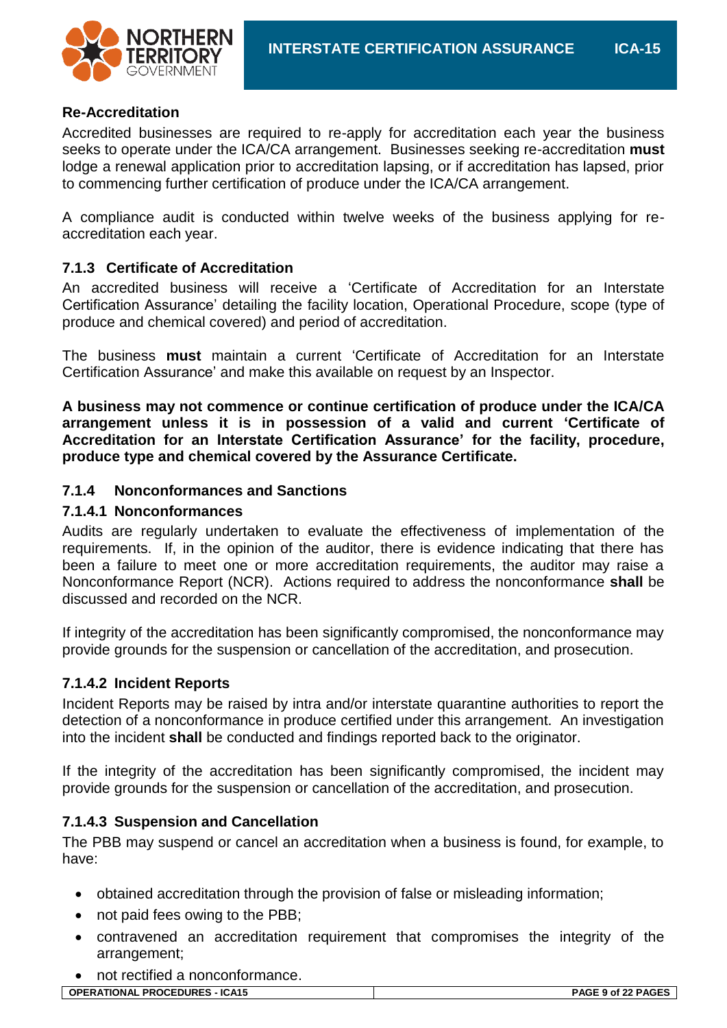#### Re-Accreditation

Accredited businesses are required to re-apply for accreditation each year the business seeks to operate under the ICA/CA arrangement. Businesses seeking re-accreditation **must** lodge a renewal application prior to accreditation lapsing, or if accreditation has lapsed, prior to commencing further certification of produce under the ICA/CA arrangement.

A compliance audit is conducted within twelve weeks of the business applying for re-accreditation each year.

### 7.1.3 Certificate of Accreditation

An accredited business will receive a 'Certificate of Accreditation for an Interstate Certification Assurance' detailing the facility location, Operational Procedure, scope (type of produce and chemical covered) and period of accreditation.

The business **must** maintain a current 'Certificate of Accreditation for an Interstate Certification Assurance' and make this available on request by an Inspector.

**A business may not commence or continue certification of produce under the ICA/CA arrangement unless it is in possession of a valid and current 'Certificate of Accreditation for an Interstate Certification Assurance' for the facility, procedure, produce type and chemical covered by the Assurance Certificate.**

### 7.1.4 Nonconformances and Sanctions

#### 7.1.4.1 Nonconformances

Audits are regularly undertaken to evaluate the effectiveness of implementation of the requirements. If, in the opinion of the auditor, there is evidence indicating that there has been a failure to meet one or more accreditation requirements, the auditor may raise a Nonconformance Report (NCR). Actions required to address the nonconformance **shall** be discussed and recorded on the NCR.

If integrity of the accreditation has been significantly compromised, the nonconformance may provide grounds for the suspension or cancellation of the accreditation, and prosecution.

#### 7.1.4.2 Incident Reports

Incident Reports may be raised by intra and/or interstate quarantine authorities to report the detection of a nonconformance in produce certified under this arrangement. An investigation into the incident **shall** be conducted and findings reported back to the originator.

If the integrity of the accreditation has been significantly compromised, the incident may provide grounds for the suspension or cancellation of the accreditation, and prosecution.

#### 7.1.4.3 Suspension and Cancellation

The PBB may suspend or cancel an accreditation when a business is found, for example, to have:

- obtained accreditation through the provision of false or misleading information;
- not paid fees owing to the PBB;
- contravened an accreditation requirement that compromises the integrity of the arrangement;
- not rectified a nonconformance.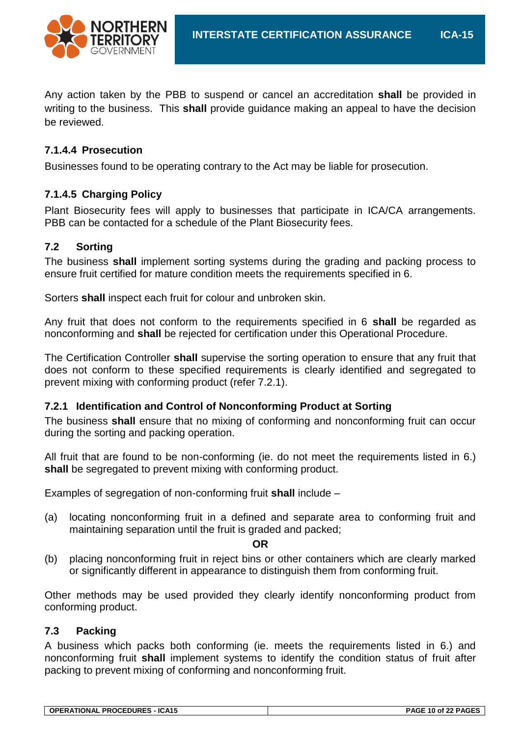Any action taken by the PBB to suspend or cancel an accreditation **shall** be provided in writing to the business. This **shall** provide guidance making an appeal to have the decision be reviewed.

#### 7.1.4.4 Prosecution

Businesses found to be operating contrary to the Act may be liable for prosecution.

#### 7.1.4.5 Charging Policy

Plant Biosecurity fees will apply to businesses that participate in ICA/CA arrangements. PBB can be contacted for a schedule of the Plant Biosecurity fees.

## 7.2 Sorting

The business **shall** implement sorting systems during the grading and packing process to ensure fruit certified for mature condition meets the requirements specified in 6.

Sorters **shall** inspect each fruit for colour and unbroken skin.

Any fruit that does not conform to the requirements specified in 6 **shall** be regarded as nonconforming and **shall** be rejected for certification under this Operational Procedure.

The Certification Controller **shall** supervise the sorting operation to ensure that any fruit that does not conform to these specified requirements is clearly identified and segregated to prevent mixing with conforming product (refer 7.2.1).

### 7.2.1 Identification and Control of Nonconforming Product at Sorting

The business **shall** ensure that no mixing of conforming and nonconforming fruit can occur during the sorting and packing operation.

All fruit that are found to be non-conforming (ie. do not meet the requirements listed in 6.) **shall** be segregated to prevent mixing with conforming product.

Examples of segregation of non-conforming fruit **shall** include –

(a) locating nonconforming fruit in a defined and separate area to conforming fruit and maintaining separation until the fruit is graded and packed;

**OR**

(b) placing nonconforming fruit in reject bins or other containers which are clearly marked or significantly different in appearance to distinguish them from conforming fruit.

Other methods may be used provided they clearly identify nonconforming product from conforming product.

## 7.3 Packing

A business which packs both conforming (ie. meets the requirements listed in 6.) and nonconforming fruit **shall** implement systems to identify the condition status of fruit after packing to prevent mixing of conforming and nonconforming fruit.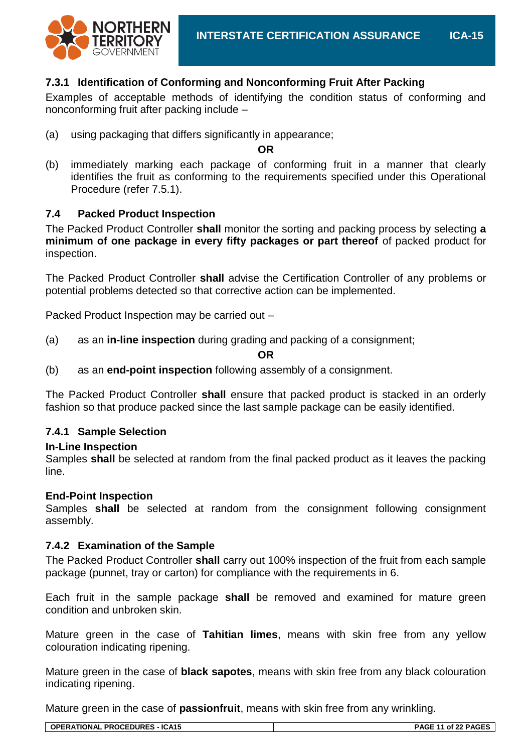### 7.3.1 Identification of Conforming and Nonconforming Fruit After Packing

Examples of acceptable methods of identifying the condition status of conforming and nonconforming fruit after packing include –

(a) using packaging that differs significantly in appearance;

**OR**

(b) immediately marking each package of conforming fruit in a manner that clearly identifies the fruit as conforming to the requirements specified under this Operational Procedure (refer 7.5.1).

## 7.4 Packed Product Inspection

The Packed Product Controller **shall** monitor the sorting and packing process by selecting **a minimum of one package in every fifty packages or part thereof** of packed product for inspection.

The Packed Product Controller **shall** advise the Certification Controller of any problems or potential problems detected so that corrective action can be implemented.

Packed Product Inspection may be carried out –

(a) as an **in-line inspection** during grading and packing of a consignment;

**OR**

(b) as an **end-point inspection** following assembly of a consignment.

The Packed Product Controller **shall** ensure that packed product is stacked in an orderly fashion so that produce packed since the last sample package can be easily identified.

### 7.4.1 Sample Selection

**In-Line Inspection**

Samples **shall** be selected at random from the final packed product as it leaves the packing line.

**End-Point Inspection**

Samples **shall** be selected at random from the consignment following consignment assembly.

### 7.4.2 Examination of the Sample

The Packed Product Controller **shall** carry out 100% inspection of the fruit from each sample package (punnet, tray or carton) for compliance with the requirements in 6.

Each fruit in the sample package **shall** be removed and examined for mature green condition and unbroken skin.

Mature green in the case of **Tahitian limes**, means with skin free from any yellow colouration indicating ripening.

Mature green in the case of **black sapotes**, means with skin free from any black colouration indicating ripening.

Mature green in the case of **passionfruit**, means with skin free from any wrinkling.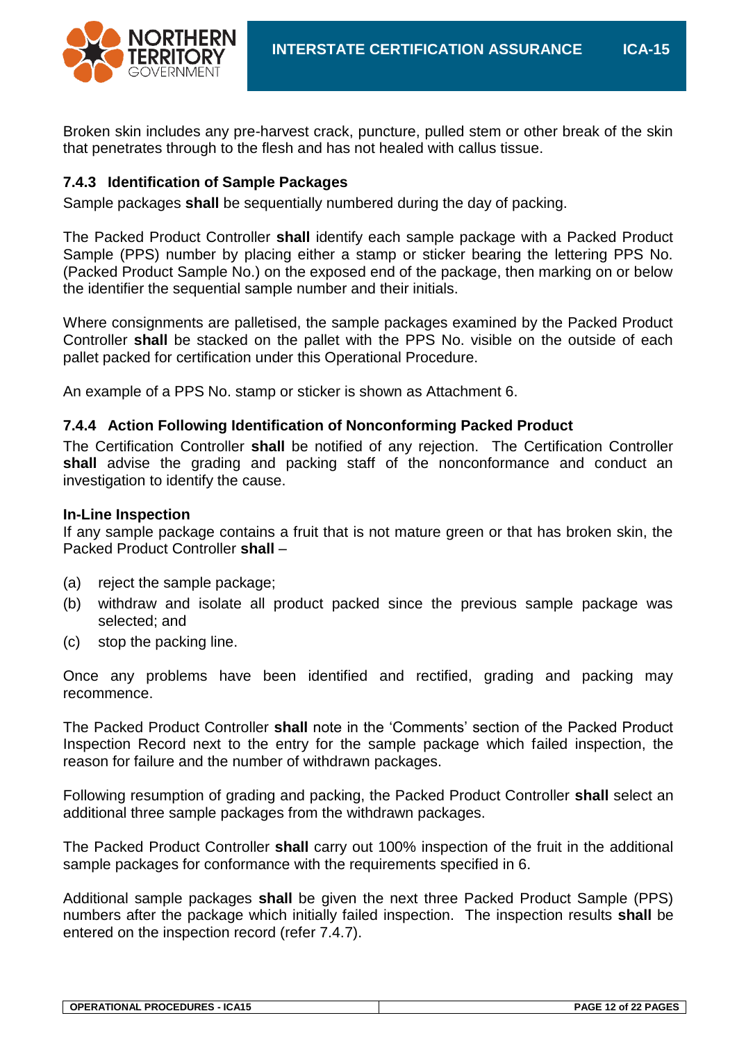Broken skin includes any pre-harvest crack, puncture, pulled stem or other break of the skin that penetrates through to the flesh and has not healed with callus tissue.

### 7.4.3 Identification of Sample Packages

Sample packages **shall** be sequentially numbered during the day of packing.

The Packed Product Controller **shall** identify each sample package with a Packed Product Sample (PPS) number by placing either a stamp or sticker bearing the lettering PPS No. (Packed Product Sample No.) on the exposed end of the package, then marking on or below the identifier the sequential sample number and their initials.

Where consignments are palletised, the sample packages examined by the Packed Product Controller **shall** be stacked on the pallet with the PPS No. visible on the outside of each pallet packed for certification under this Operational Procedure.

An example of a PPS No. stamp or sticker is shown as Attachment 6.

### 7.4.4 Action Following Identification of Nonconforming Packed Product

The Certification Controller **shall** be notified of any rejection. The Certification Controller **shall** advise the grading and packing staff of the nonconformance and conduct an investigation to identify the cause.

**In-Line Inspection**

If any sample package contains a fruit that is not mature green or that has broken skin, the Packed Product Controller **shall** –

(a) reject the sample package;

(b) withdraw and isolate all product packed since the previous sample package was selected; and

(c) stop the packing line.

Once any problems have been identified and rectified, grading and packing may recommence.

The Packed Product Controller **shall** note in the 'Comments' section of the Packed Product Inspection Record next to the entry for the sample package which failed inspection, the reason for failure and the number of withdrawn packages.

Following resumption of grading and packing, the Packed Product Controller **shall** select an additional three sample packages from the withdrawn packages.

The Packed Product Controller **shall** carry out 100% inspection of the fruit in the additional sample packages for conformance with the requirements specified in 6.

Additional sample packages **shall** be given the next three Packed Product Sample (PPS) numbers after the package which initially failed inspection. The inspection results **shall** be entered on the inspection record (refer 7.4.7).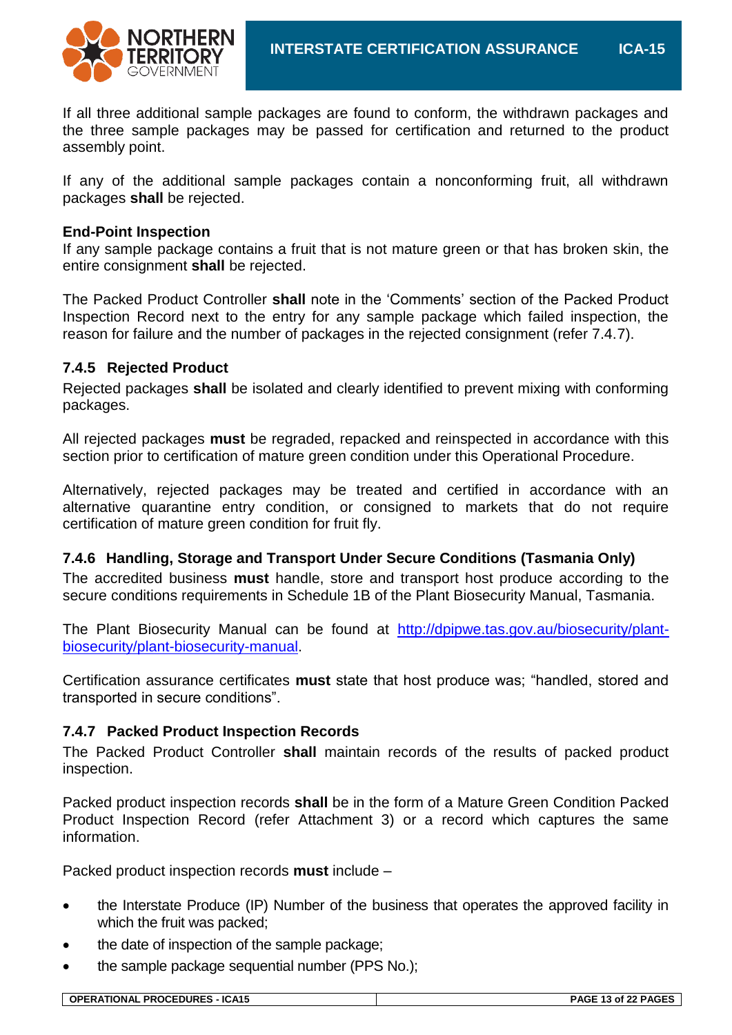If all three additional sample packages are found to conform, the withdrawn packages and the three sample packages may be passed for certification and returned to the product assembly point.

If any of the additional sample packages contain a nonconforming fruit, all withdrawn packages **shall** be rejected.

**End-Point Inspection**

If any sample package contains a fruit that is not mature green or that has broken skin, the entire consignment **shall** be rejected.

The Packed Product Controller **shall** note in the 'Comments' section of the Packed Product Inspection Record next to the entry for any sample package which failed inspection, the reason for failure and the number of packages in the rejected consignment (refer 7.4.7).

### 7.4.5 Rejected Product

Rejected packages **shall** be isolated and clearly identified to prevent mixing with conforming packages.

All rejected packages **must** be regraded, repacked and reinspected in accordance with this section prior to certification of mature green condition under this Operational Procedure.

Alternatively, rejected packages may be treated and certified in accordance with an alternative quarantine entry condition, or consigned to markets that do not require certification of mature green condition for fruit fly.

### 7.4.6 Handling, Storage and Transport Under Secure Conditions (Tasmania Only)

The accredited business **must** handle, store and transport host produce according to the secure conditions requirements in Schedule 1B of the Plant Biosecurity Manual, Tasmania.

The Plant Biosecurity Manual can be found at [http://dpipwe.tas.gov.au/biosecurity/plant-biosecurity/plant-biosecurity-manual](http://dpipwe.tas.gov.au/biosecurity/plant-biosecurity/plant-biosecurity-manual).

Certification assurance certificates **must** state that host produce was; "handled, stored and transported in secure conditions".

### 7.4.7 Packed Product Inspection Records

The Packed Product Controller **shall** maintain records of the results of packed product inspection.

Packed product inspection records **shall** be in the form of a Mature Green Condition Packed Product Inspection Record (refer Attachment 3) or a record which captures the same information.

Packed product inspection records **must** include –

- the Interstate Produce (IP) Number of the business that operates the approved facility in which the fruit was packed;
- the date of inspection of the sample package;
- the sample package sequential number (PPS No.);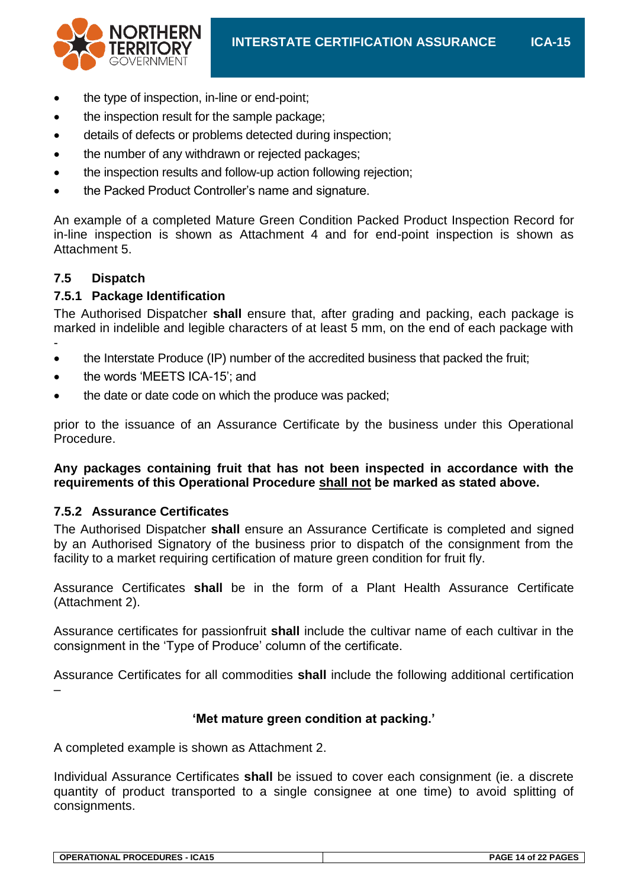- the type of inspection, in-line or end-point;
- the inspection result for the sample package;
- details of defects or problems detected during inspection;
- the number of any withdrawn or rejected packages;
- the inspection results and follow-up action following rejection;
- the Packed Product Controller's name and signature.

An example of a completed Mature Green Condition Packed Product Inspection Record for in-line inspection is shown as Attachment 4 and for end-point inspection is shown as Attachment 5.

### 7.5 Dispatch

#### 7.5.1 Package Identification

The Authorised Dispatcher **shall** ensure that, after grading and packing, each package is marked in indelible and legible characters of at least 5 mm, on the end of each package with -

- the Interstate Produce (IP) number of the accredited business that packed the fruit;
- the words 'MEETS ICA-15'; and
- the date or date code on which the produce was packed;

prior to the issuance of an Assurance Certificate by the business under this Operational Procedure.

**Any packages containing fruit that has not been inspected in accordance with the requirements of this Operational Procedure <u>shall not</u> be marked as stated above.**

#### 7.5.2 Assurance Certificates

The Authorised Dispatcher **shall** ensure an Assurance Certificate is completed and signed by an Authorised Signatory of the business prior to dispatch of the consignment from the facility to a market requiring certification of mature green condition for fruit fly.

Assurance Certificates **shall** be in the form of a Plant Health Assurance Certificate (Attachment 2).

Assurance certificates for passionfruit **shall** include the cultivar name of each cultivar in the consignment in the 'Type of Produce' column of the certificate.

Assurance Certificates for all commodities **shall** include the following additional certification –

**'Met mature green condition at packing.'**

A completed example is shown as Attachment 2.

Individual Assurance Certificates **shall** be issued to cover each consignment (ie. a discrete quantity of product transported to a single consignee at one time) to avoid splitting of consignments.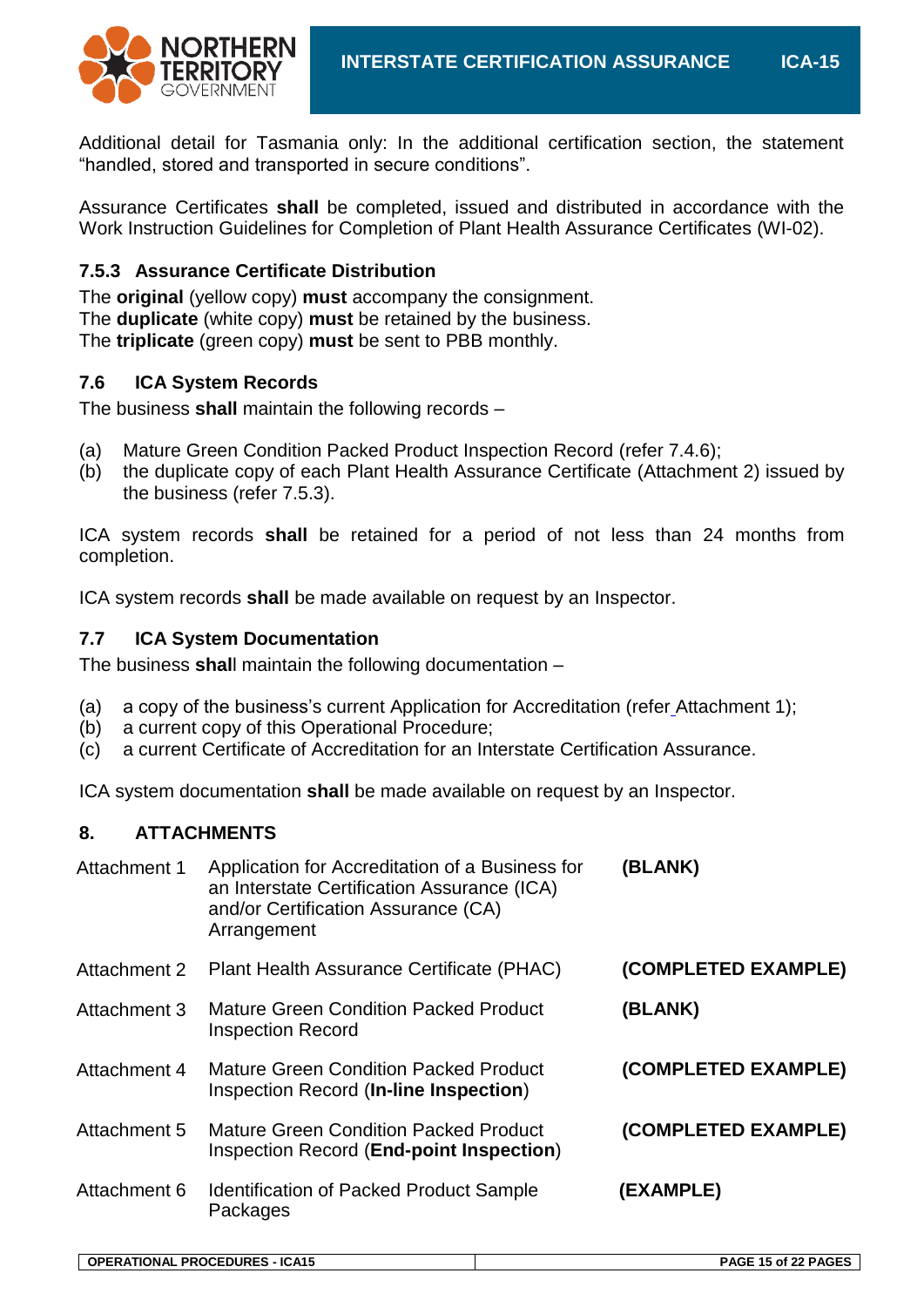Additional detail for Tasmania only: In the additional certification section, the statement "handled, stored and transported in secure conditions".

Assurance Certificates **shall** be completed, issued and distributed in accordance with the Work Instruction Guidelines for Completion of Plant Health Assurance Certificates (WI-02).

### 7.5.3 Assurance Certificate Distribution

The **original** (yellow copy) **must** accompany the consignment.
The **duplicate** (white copy) **must** be retained by the business.
The **triplicate** (green copy) **must** be sent to PBB monthly.

### 7.6 ICA System Records

The business **shall** maintain the following records –

(a) Mature Green Condition Packed Product Inspection Record (refer 7.4.6);
(b) the duplicate copy of each Plant Health Assurance Certificate (Attachment 2) issued by the business (refer 7.5.3).

ICA system records **shall** be retained for a period of not less than 24 months from completion.

ICA system records **shall** be made available on request by an Inspector.

### 7.7 ICA System Documentation

The business **shall** maintain the following documentation –

(a) a copy of the business's current Application for Accreditation (refer Attachment 1);
(b) a current copy of this Operational Procedure;
(c) a current Certificate of Accreditation for an Interstate Certification Assurance.

ICA system documentation **shall** be made available on request by an Inspector.

## 8. ATTACHMENTS

| | | |
|---|---|---|
| Attachment 1 | Application for Accreditation of a Business for an Interstate Certification Assurance (ICA) and/or Certification Assurance (CA) Arrangement | **(BLANK)** |
| Attachment 2 | Plant Health Assurance Certificate (PHAC) | **(COMPLETED EXAMPLE)** |
| Attachment 3 | Mature Green Condition Packed Product Inspection Record | **(BLANK)** |
| Attachment 4 | Mature Green Condition Packed Product Inspection Record (**In-line Inspection**) | **(COMPLETED EXAMPLE)** |
| Attachment 5 | Mature Green Condition Packed Product Inspection Record (**End-point Inspection**) | **(COMPLETED EXAMPLE)** |
| Attachment 6 | Identification of Packed Product Sample Packages | **(EXAMPLE)** |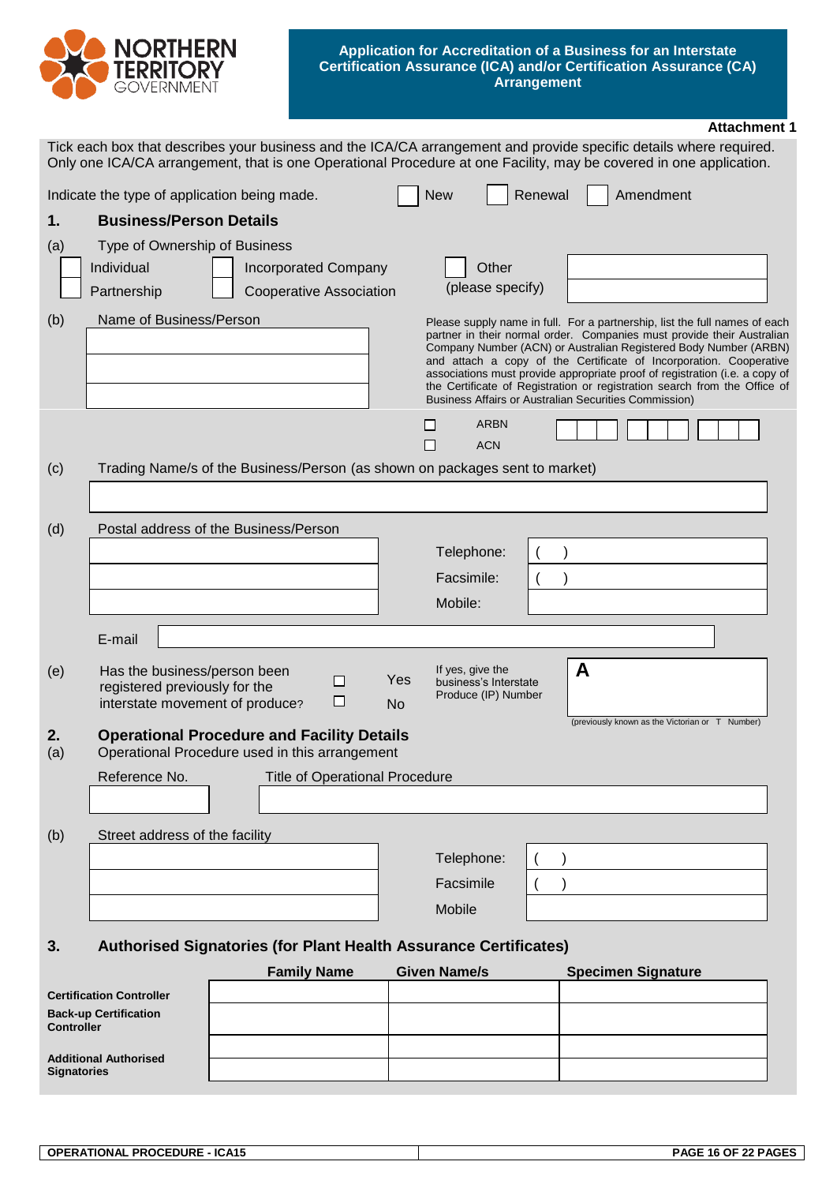**Application for Accreditation of a Business for an Interstate Certification Assurance (ICA) and/or Certification Assurance (CA) Arrangement**

**Attachment 1**

Tick each box that describes your business and the ICA/CA arrangement and provide specific details where required. Only one ICA/CA arrangement, that is one Operational Procedure at one Facility, may be covered in one application.

Indicate the type of application being made. ☐ New ☐ Renewal ☐ Amendment

## 1. Business/Person Details

(a) Type of Ownership of Business

☐ Individual ☐ Incorporated Company ☐ Other (please specify) ____________

☐ Partnership ☐ Cooperative Association

(b) Name of Business/Person

____________

____________

____________

Please supply name in full. For a partnership, list the full names of each partner in their normal order. Companies must provide their Australian Company Number (ACN) or Australian Registered Body Number (ARBN) and attach a copy of the Certificate of Incorporation. Cooperative associations must provide appropriate proof of registration (i.e. a copy of the Certificate of Registration or registration search from the Office of Business Affairs or Australian Securities Commission)

☐ ARBN

☐ ACN

(c) Trading Name/s of the Business/Person (as shown on packages sent to market)

____________

(d) Postal address of the Business/Person

____________

____________

____________

Telephone: ( )

Facsimile: ( )

Mobile:

E-mail ____________

(e) Has the business/person been registered previously for the interstate movement of produce? ☐ Yes ☐ No

If yes, give the business's Interstate Produce (IP) Number **A** ____________

(previously known as the Victorian or T Number)

## 2. Operational Procedure and Facility Details

(a) Operational Procedure used in this arrangement

| Reference No. | Title of Operational Procedure |
|---|---|
| | |

(b) Street address of the facility

____________

____________

____________

Telephone: ( )

Facsimile ( )

Mobile

## 3. Authorised Signatories (for Plant Health Assurance Certificates)

| | Family Name | Given Name/s | Specimen Signature |
|---|---|---|---|
| **Certification Controller** | | | |
| **Back-up Certification Controller** | | | |
| **Additional Authorised Signatories** | | | |
| | | | |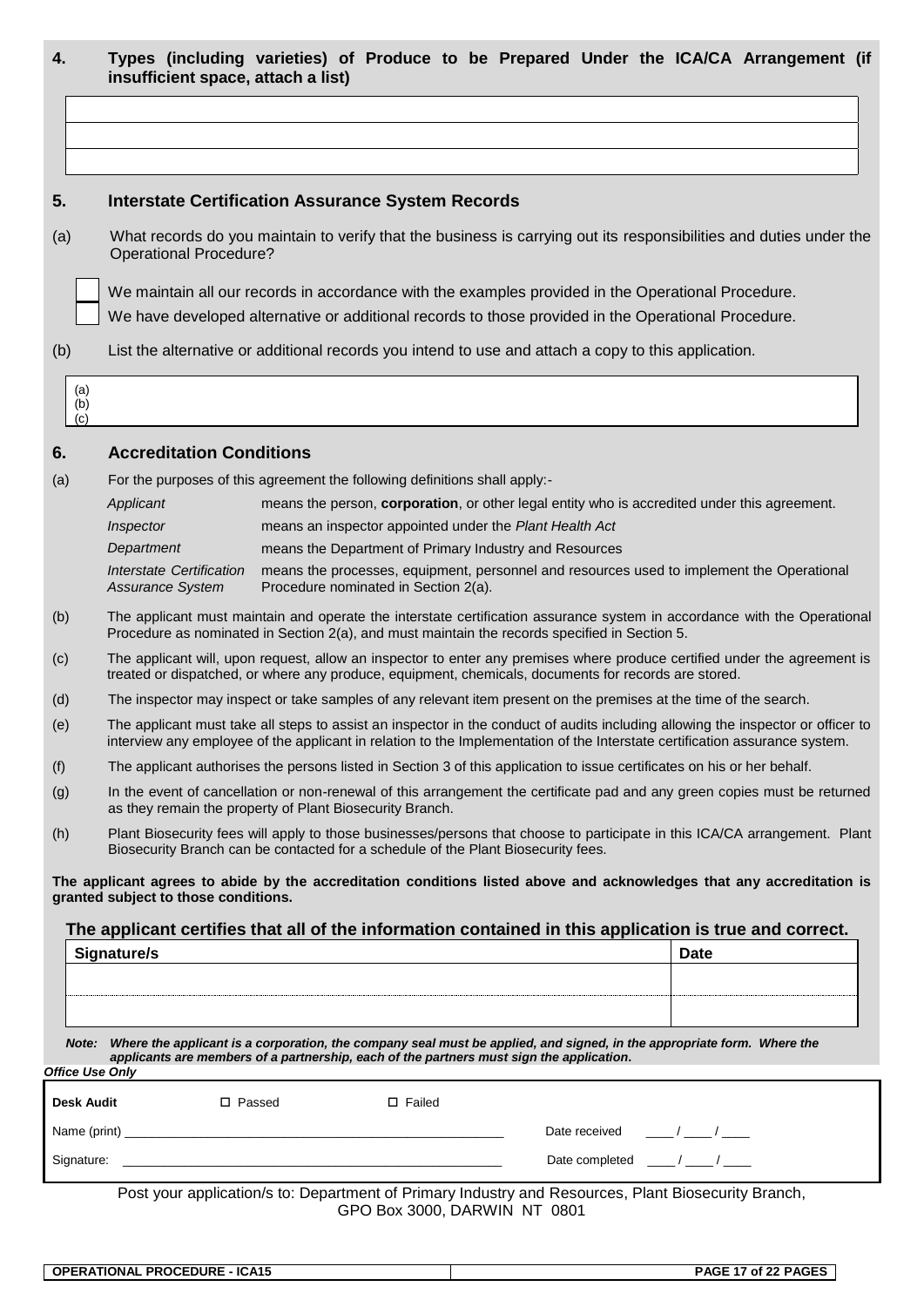## 4. Types (including varieties) of Produce to be Prepared Under the ICA/CA Arrangement (if insufficient space, attach a list)

| |
|---|
| |
| |
| |

## 5. Interstate Certification Assurance System Records

(a) What records do you maintain to verify that the business is carrying out its responsibilities and duties under the Operational Procedure?

☐ We maintain all our records in accordance with the examples provided in the Operational Procedure.

☐ We have developed alternative or additional records to those provided in the Operational Procedure.

(b) List the alternative or additional records you intend to use and attach a copy to this application.

(a)
(b)
(c)

## 6. Accreditation Conditions

(a) For the purposes of this agreement the following definitions shall apply:-

| | |
|---|---|
| *Applicant* | means the person, **corporation**, or other legal entity who is accredited under this agreement. |
| *Inspector* | means an inspector appointed under the *Plant Health Act* |
| *Department* | means the Department of Primary Industry and Resources |
| *Interstate Certification Assurance System* | means the processes, equipment, personnel and resources used to implement the Operational Procedure nominated in Section 2(a). |

(b) The applicant must maintain and operate the interstate certification assurance system in accordance with the Operational Procedure as nominated in Section 2(a), and must maintain the records specified in Section 5.

(c) The applicant will, upon request, allow an inspector to enter any premises where produce certified under the agreement is treated or dispatched, or where any produce, equipment, chemicals, documents for records are stored.

(d) The inspector may inspect or take samples of any relevant item present on the premises at the time of the search.

(e) The applicant must take all steps to assist an inspector in the conduct of audits including allowing the inspector or officer to interview any employee of the applicant in relation to the Implementation of the Interstate certification assurance system.

(f) The applicant authorises the persons listed in Section 3 of this application to issue certificates on his or her behalf.

(g) In the event of cancellation or non-renewal of this arrangement the certificate pad and any green copies must be returned as they remain the property of Plant Biosecurity Branch.

(h) Plant Biosecurity fees will apply to those businesses/persons that choose to participate in this ICA/CA arrangement. Plant Biosecurity Branch can be contacted for a schedule of the Plant Biosecurity fees.

**The applicant agrees to abide by the accreditation conditions listed above and acknowledges that any accreditation is granted subject to those conditions.**

### The applicant certifies that all of the information contained in this application is true and correct.

| Signature/s | Date |
|---|---|
| | |
| | |

***Note: Where the applicant is a corporation, the company seal must be applied, and signed, in the appropriate form. Where the applicants are members of a partnership, each of the partners must sign the application.***

*Office Use Only*

**Desk Audit** ☐ Passed ☐ Failed

Name (print) ______________________ Date received ____ / ____ / ____

Signature: ______________________ Date completed ____ / ____ / ____

Post your application/s to: Department of Primary Industry and Resources, Plant Biosecurity Branch, GPO Box 3000, DARWIN NT 0801

OPERATIONAL PROCEDURE - ICA15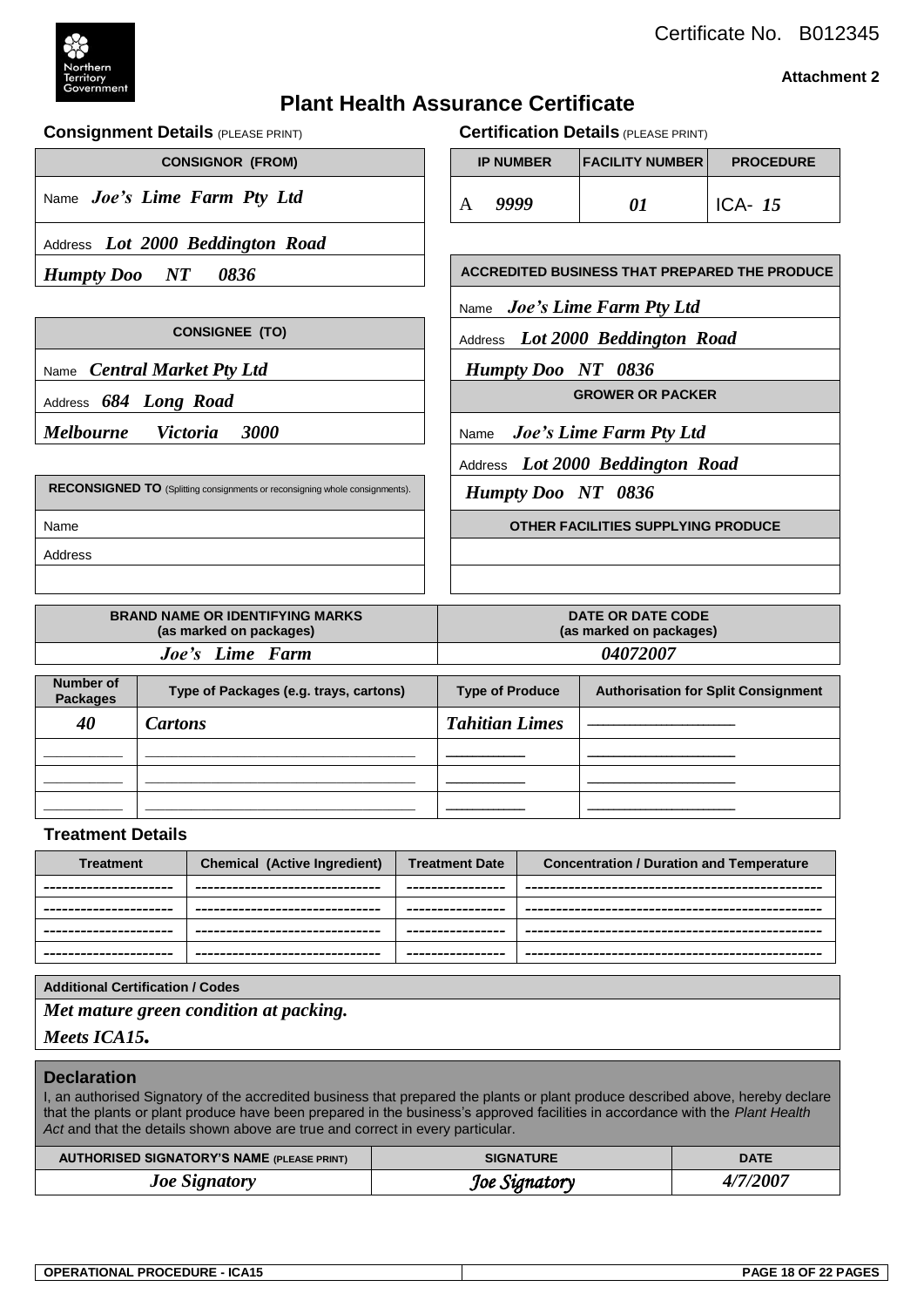Certificate No. B012345

**Attachment 2**

Northern Territory Government

# Plant Health Assurance Certificate

## Consignment Details (PLEASE PRINT)

| CONSIGNOR (FROM) |
|---|
| Name *Joe's Lime Farm Pty Ltd* |
| Address *Lot 2000 Beddington Road* |
| *Humpty Doo NT 0836* |

| CONSIGNEE (TO) |
|---|
| Name *Central Market Pty Ltd* |
| Address *684 Long Road* |
| *Melbourne Victoria 3000* |

| RECONSIGNED TO (Splitting consignments or reconsigning whole consignments). |
|---|
| Name |
| Address |
| |

## Certification Details (PLEASE PRINT)

| IP NUMBER | FACILITY NUMBER | PROCEDURE |
|---|---|---|
| A *9999* | *01* | ICA- *15* |

| ACCREDITED BUSINESS THAT PREPARED THE PRODUCE |
|---|
| Name *Joe's Lime Farm Pty Ltd* |
| Address *Lot 2000 Beddington Road* |
| *Humpty Doo NT 0836* |

| GROWER OR PACKER |
|---|
| Name *Joe's Lime Farm Pty Ltd* |
| Address *Lot 2000 Beddington Road* |
| *Humpty Doo NT 0836* |

| OTHER FACILITIES SUPPLYING PRODUCE |
|---|
| |
| |

| BRAND NAME OR IDENTIFYING MARKS (as marked on packages) | DATE OR DATE CODE (as marked on packages) |
|---|---|
| *Joe's Lime Farm* | *04072007* |

| Number of Packages | Type of Packages (e.g. trays, cartons) | Type of Produce | Authorisation for Split Consignment |
|---|---|---|---|
| *40* | *Cartons* | *Tahitian Limes* | |
| | | | |
| | | | |
| | | | |

## Treatment Details

| Treatment | Chemical (Active Ingredient) | Treatment Date | Concentration / Duration and Temperature |
|---|---|---|---|
| | | | |
| | | | |
| | | | |
| | | | |

| Additional Certification / Codes |
|---|
| *Met mature green condition at packing.* |
| *Meets ICA15.* |

## Declaration

I, an authorised Signatory of the accredited business that prepared the plants or plant produce described above, hereby declare that the plants or plant produce have been prepared in the business's approved facilities in accordance with the *Plant Health Act* and that the details shown above are true and correct in every particular.

| AUTHORISED SIGNATORY'S NAME (PLEASE PRINT) | SIGNATURE | DATE |
|---|---|---|
| *Joe Signatory* | *Joe Signatory* | *4/7/2007* |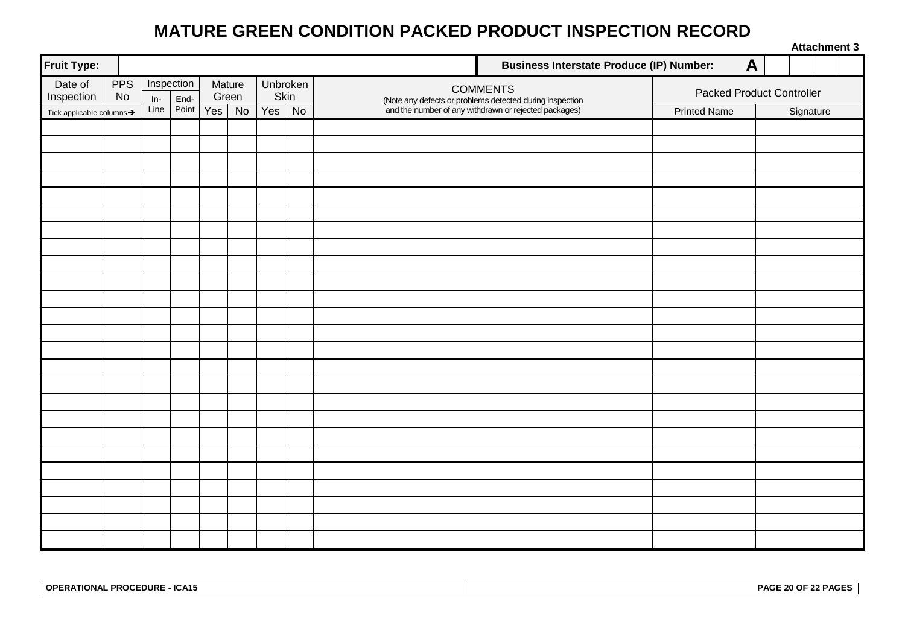# MATURE GREEN CONDITION PACKED PRODUCT INSPECTION RECORD

**Attachment 3**

| **Fruit Type:** | | | | | | | | **Business Interstate Produce (IP) Number:** | **A** | |
|---|---|---|---|---|---|---|---|---|---|---|
| Date of Inspection | PPS No | Inspection | | Mature Green | | Unbroken Skin | | COMMENTS (Note any defects or problems detected during inspection and the number of any withdrawn or rejected packages) | Packed Product Controller | |
| Tick applicable columns➔ | | In-Line | End-Point | Yes | No | Yes | No | | Printed Name | Signature |
| | | | | | | | | | | |
| | | | | | | | | | | |
| | | | | | | | | | | |
| | | | | | | | | | | |
| | | | | | | | | | | |
| | | | | | | | | | | |
| | | | | | | | | | | |
| | | | | | | | | | | |
| | | | | | | | | | | |
| | | | | | | | | | | |
| | | | | | | | | | | |
| | | | | | | | | | | |
| | | | | | | | | | | |
| | | | | | | | | | | |
| | | | | | | | | | | |
| | | | | | | | | | | |
| | | | | | | | | | | |
| | | | | | | | | | | |
| | | | | | | | | | | |
| | | | | | | | | | | |
| | | | | | | | | | | |
| | | | | | | | | | | |
| | | | | | | | | | | |
| | | | | | | | | | | |
| | | | | | | | | | | |

OPERATIONAL PROCEDURE - ICA15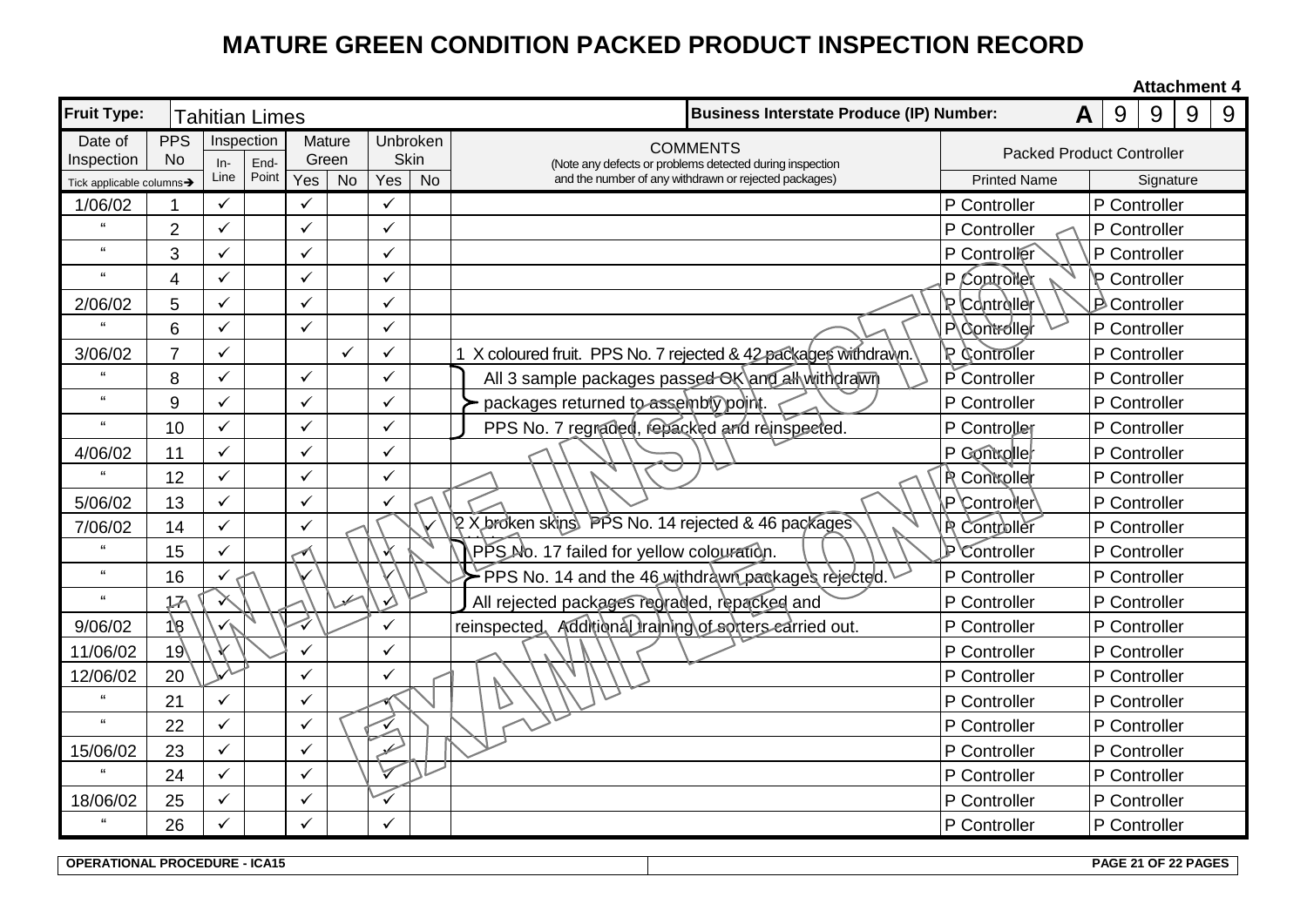# MATURE GREEN CONDITION PACKED PRODUCT INSPECTION RECORD

**Attachment 4**

**Fruit Type:** Tahitian Limes | **Business Interstate Produce (IP) Number:** A 9 9 9 9

| Date of Inspection | PPS No | Inspection In-Line | Inspection End-Point | Mature Green Yes | Mature Green No | Unbroken Skin Yes | Unbroken Skin No | COMMENTS (Note any defects or problems detected during inspection and the number of any withdrawn or rejected packages) | Packed Product Controller Printed Name | Packed Product Controller Signature |
|---|---|---|---|---|---|---|---|---|---|---|
| 1/06/02 | 1 | ✓ | | ✓ | | ✓ | | | P Controller | P Controller |
| " | 2 | ✓ | | ✓ | | ✓ | | | P Controller | P Controller |
| " | 3 | ✓ | | ✓ | | ✓ | | | P Controller | P Controller |
| " | 4 | ✓ | | ✓ | | ✓ | | | P Controller | P Controller |
| 2/06/02 | 5 | ✓ | | ✓ | | ✓ | | | P Controller | P Controller |
| " | 6 | ✓ | | ✓ | | ✓ | | | P Controller | P Controller |
| 3/06/02 | 7 | ✓ | | | ✓ | ✓ | | 1 X coloured fruit. PPS No. 7 rejected & 42 packages withdrawn. | P Controller | P Controller |
| " | 8 | ✓ | | ✓ | | ✓ | | All 3 sample packages passed OK and all withdrawn | P Controller | P Controller |
| " | 9 | ✓ | | ✓ | | ✓ | | packages returned to assembly point. | P Controller | P Controller |
| " | 10 | ✓ | | ✓ | | ✓ | | PPS No. 7 regraded, repacked and reinspected. | P Controller | P Controller |
| 4/06/02 | 11 | ✓ | | ✓ | | ✓ | | | P Controller | P Controller |
| " | 12 | ✓ | | ✓ | | ✓ | | | P Controller | P Controller |
| 5/06/02 | 13 | ✓ | | ✓ | | ✓ | | | P Controller | P Controller |
| 7/06/02 | 14 | ✓ | | ✓ | | | ✓ | 2 X broken skins. PPS No. 14 rejected & 46 packages | P Controller | P Controller |
| " | 15 | ✓ | | ✓ | | ✓ | | PPS No. 17 failed for yellow colouration. | P Controller | P Controller |
| " | 16 | ✓ | | ✓ | | ✓ | | PPS No. 14 and the 46 withdrawn packages rejected. | P Controller | P Controller |
| " | 17 | ✓ | | | ✓ | ✓ | | All rejected packages regraded, repacked and | P Controller | P Controller |
| 9/06/02 | 18 | ✓ | | ✓ | | ✓ | | reinspected. Additional training of sorters carried out. | P Controller | P Controller |
| 11/06/02 | 19 | ✓ | | ✓ | | ✓ | | | P Controller | P Controller |
| 12/06/02 | 20 | ✓ | | ✓ | | ✓ | | | P Controller | P Controller |
| " | 21 | ✓ | | ✓ | | ✓ | | | P Controller | P Controller |
| " | 22 | ✓ | | ✓ | | ✓ | | | P Controller | P Controller |
| 15/06/02 | 23 | ✓ | | ✓ | | ✓ | | | P Controller | P Controller |
| " | 24 | ✓ | | ✓ | | ✓ | | | P Controller | P Controller |
| 18/06/02 | 25 | ✓ | | ✓ | | ✓ | | | P Controller | P Controller |
| " | 26 | ✓ | | ✓ | | ✓ | | | P Controller | P Controller |

IN-LINE INSPECTION EXAMPLE ONLY

OPERATIONAL PROCEDURE - ICA15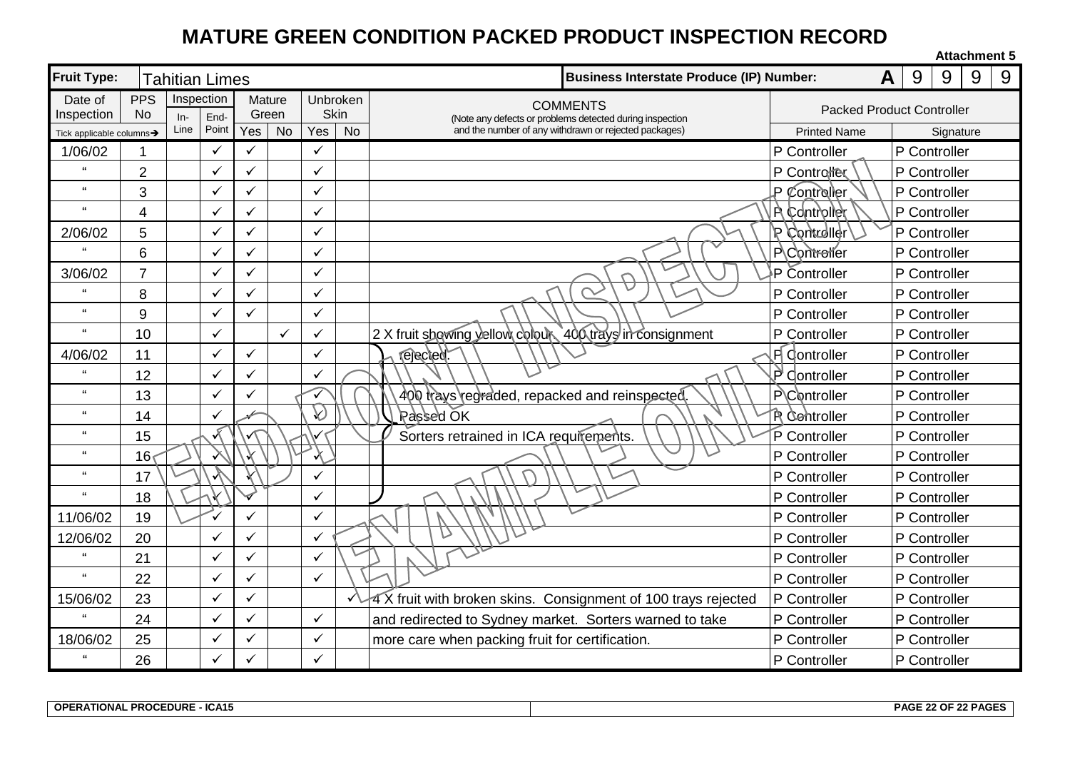# MATURE GREEN CONDITION PACKED PRODUCT INSPECTION RECORD

**Attachment 5**

**Fruit Type:** Tahitian Limes

**Business Interstate Produce (IP) Number:** A 9 9 9 9

| Date of Inspection | PPS No | Inspection | | Mature Green | | Unbroken Skin | | COMMENTS (Note any defects or problems detected during inspection and the number of any withdrawn or rejected packages) | Packed Product Controller | |
|---|---|---|---|---|---|---|---|---|---|---|
| Tick applicable columns→ | | In-Line | End-Point | Yes | No | Yes | No | | Printed Name | Signature |
| 1/06/02 | 1 | | ✓ | ✓ | | ✓ | | | P Controller | P Controller |
| " | 2 | | ✓ | ✓ | | ✓ | | | P Controller | P Controller |
| " | 3 | | ✓ | ✓ | | ✓ | | | P Controller | P Controller |
| " | 4 | | ✓ | ✓ | | ✓ | | | P Controller | P Controller |
| 2/06/02 | 5 | | ✓ | ✓ | | ✓ | | | P Controller | P Controller |
| " | 6 | | ✓ | ✓ | | ✓ | | | P Controller | P Controller |
| 3/06/02 | 7 | | ✓ | ✓ | | ✓ | | | P Controller | P Controller |
| " | 8 | | ✓ | ✓ | | ✓ | | | P Controller | P Controller |
| " | 9 | | ✓ | ✓ | | ✓ | | | P Controller | P Controller |
| " | 10 | | ✓ | | ✓ | ✓ | | 2 X fruit showing yellow colour. 400 trays in consignment rejected. | P Controller | P Controller |
| 4/06/02 | 11 | | ✓ | ✓ | | ✓ | | | P Controller | P Controller |
| " | 12 | | ✓ | ✓ | | ✓ | | | P Controller | P Controller |
| " | 13 | | ✓ | ✓ | | ✓ | | 400 trays regraded, repacked and reinspected. Passed OK. Sorters retrained in ICA requirements. | P Controller | P Controller |
| " | 14 | | ✓ | ✓ | | ✓ | | | P Controller | P Controller |
| " | 15 | | ✓ | ✓ | | ✓ | | | P Controller | P Controller |
| " | 16 | | ✓ | ✓ | | ✓ | | | P Controller | P Controller |
| " | 17 | | ✓ | ✓ | | ✓ | | | P Controller | P Controller |
| " | 18 | | ✓ | ✓ | | ✓ | | | P Controller | P Controller |
| 11/06/02 | 19 | | ✓ | ✓ | | ✓ | | | P Controller | P Controller |
| 12/06/02 | 20 | | ✓ | ✓ | | ✓ | | | P Controller | P Controller |
| " | 21 | | ✓ | ✓ | | ✓ | | | P Controller | P Controller |
| " | 22 | | ✓ | ✓ | | ✓ | | | P Controller | P Controller |
| 15/06/02 | 23 | | ✓ | ✓ | | | ✓ | 4 X fruit with broken skins. Consignment of 100 trays rejected and redirected to Sydney market. Sorters warned to take more care when packing fruit for certification. | P Controller | P Controller |
| " | 24 | | ✓ | ✓ | | ✓ | | | P Controller | P Controller |
| 18/06/02 | 25 | | ✓ | ✓ | | ✓ | | | P Controller | P Controller |
| " | 26 | | ✓ | ✓ | | ✓ | | | P Controller | P Controller |

END-POINT INSPECTION EXAMPLE ONLY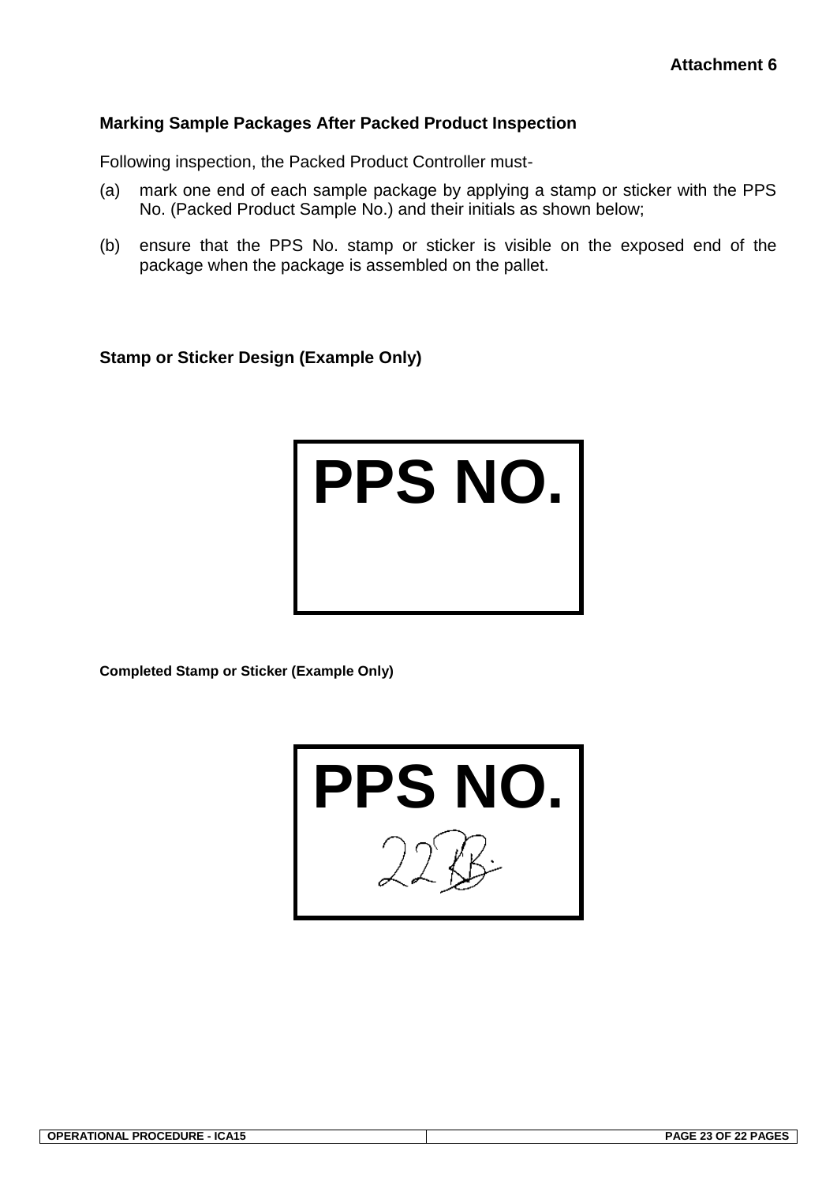**Attachment 6**

## Marking Sample Packages After Packed Product Inspection

Following inspection, the Packed Product Controller must-

(a) mark one end of each sample package by applying a stamp or sticker with the PPS No. (Packed Product Sample No.) and their initials as shown below;

(b) ensure that the PPS No. stamp or sticker is visible on the exposed end of the package when the package is assembled on the pallet.

## Stamp or Sticker Design (Example Only)

PPS NO.

**Completed Stamp or Sticker (Example Only)**

PPS NO.

22 KB.